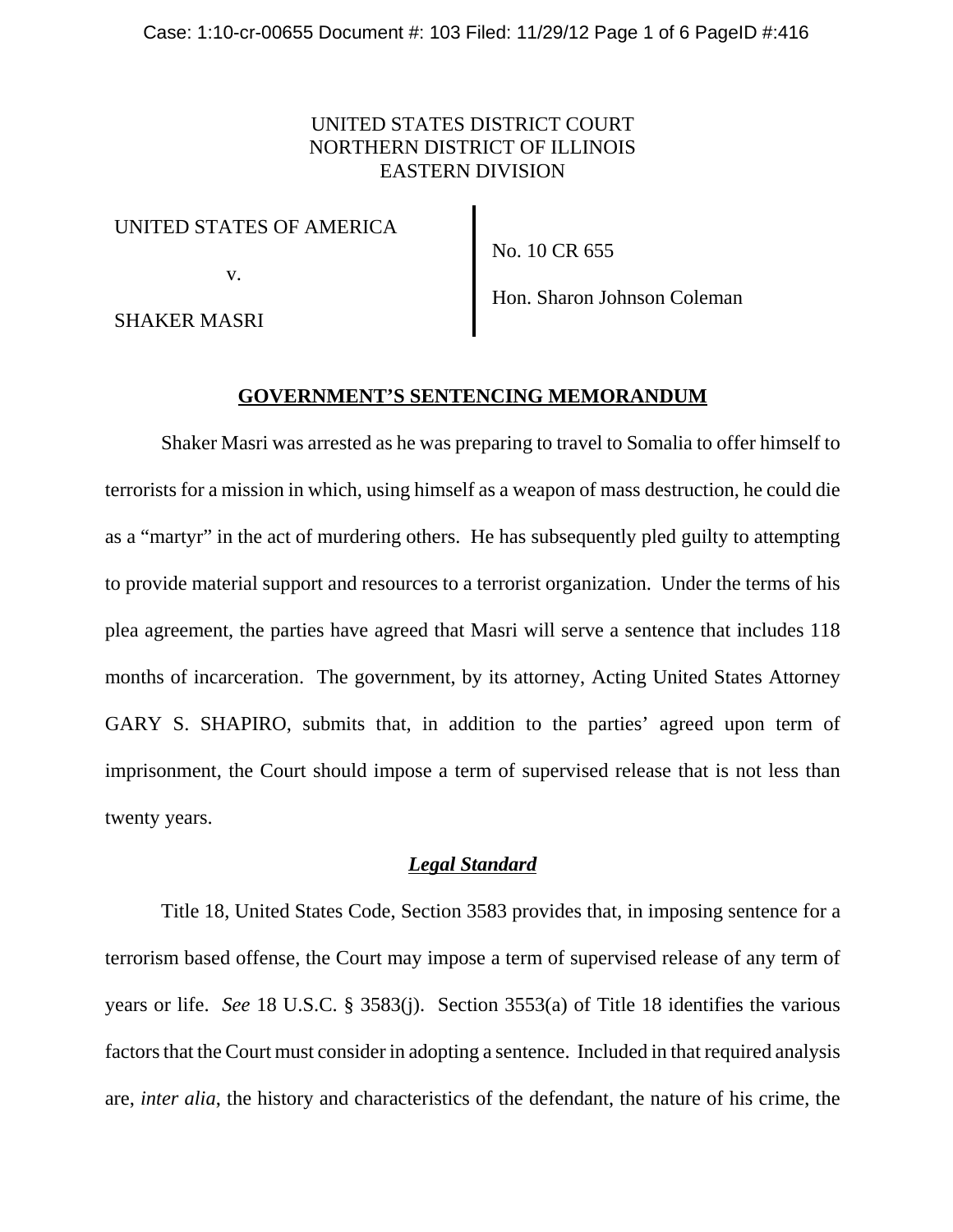UNITED STATES DISTRICT COURT
NORTHERN DISTRICT OF ILLINOIS
EASTERN DIVISION

| | |
|---|---|
| UNITED STATES OF AMERICA<br><br>v.<br><br>SHAKER MASRI | No. 10 CR 655<br><br>Hon. Sharon Johnson Coleman |

## GOVERNMENT'S SENTENCING MEMORANDUM

Shaker Masri was arrested as he was preparing to travel to Somalia to offer himself to terrorists for a mission in which, using himself as a weapon of mass destruction, he could die as a "martyr" in the act of murdering others. He has subsequently pled guilty to attempting to provide material support and resources to a terrorist organization. Under the terms of his plea agreement, the parties have agreed that Masri will serve a sentence that includes 118 months of incarceration. The government, by its attorney, Acting United States Attorney GARY S. SHAPIRO, submits that, in addition to the parties' agreed upon term of imprisonment, the Court should impose a term of supervised release that is not less than twenty years.

### ***Legal Standard***

Title 18, United States Code, Section 3583 provides that, in imposing sentence for a terrorism based offense, the Court may impose a term of supervised release of any term of years or life. *See* 18 U.S.C. § 3583(j). Section 3553(a) of Title 18 identifies the various factors that the Court must consider in adopting a sentence. Included in that required analysis are, *inter alia*, the history and characteristics of the defendant, the nature of his crime, the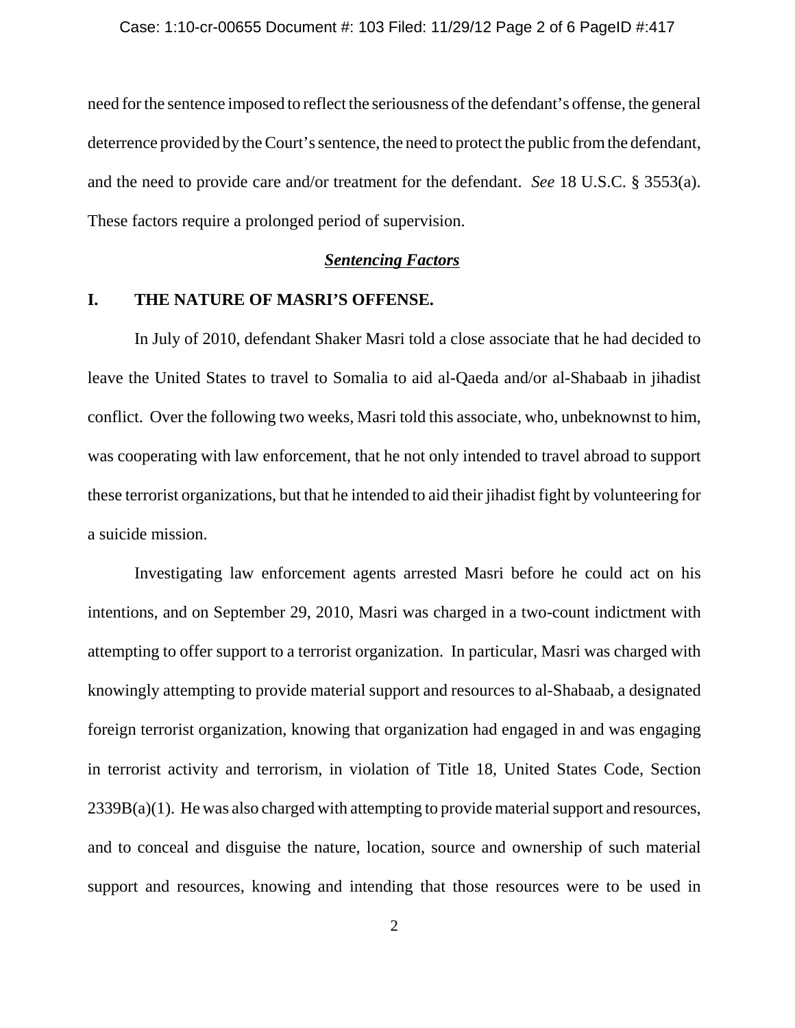need for the sentence imposed to reflect the seriousness of the defendant's offense, the general deterrence provided by the Court's sentence, the need to protect the public from the defendant, and the need to provide care and/or treatment for the defendant. *See* 18 U.S.C. § 3553(a). These factors require a prolonged period of supervision.

## ***Sentencing Factors***

### I. THE NATURE OF MASRI'S OFFENSE.

In July of 2010, defendant Shaker Masri told a close associate that he had decided to leave the United States to travel to Somalia to aid al-Qaeda and/or al-Shabaab in jihadist conflict. Over the following two weeks, Masri told this associate, who, unbeknownst to him, was cooperating with law enforcement, that he not only intended to travel abroad to support these terrorist organizations, but that he intended to aid their jihadist fight by volunteering for a suicide mission.

Investigating law enforcement agents arrested Masri before he could act on his intentions, and on September 29, 2010, Masri was charged in a two-count indictment with attempting to offer support to a terrorist organization. In particular, Masri was charged with knowingly attempting to provide material support and resources to al-Shabaab, a designated foreign terrorist organization, knowing that organization had engaged in and was engaging in terrorist activity and terrorism, in violation of Title 18, United States Code, Section 2339B(a)(1). He was also charged with attempting to provide material support and resources, and to conceal and disguise the nature, location, source and ownership of such material support and resources, knowing and intending that those resources were to be used in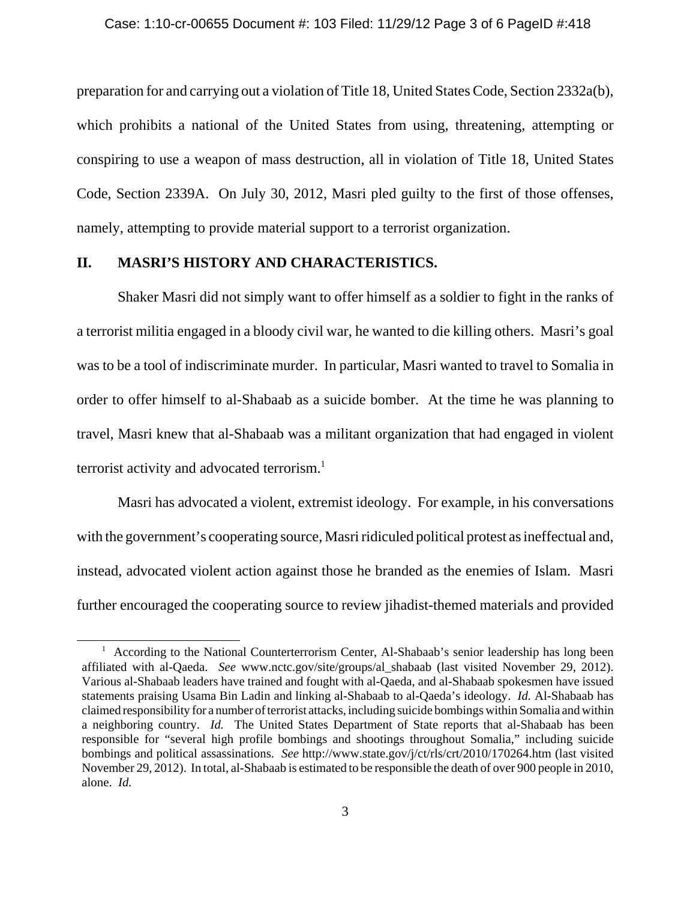preparation for and carrying out a violation of Title 18, United States Code, Section 2332a(b), which prohibits a national of the United States from using, threatening, attempting or conspiring to use a weapon of mass destruction, all in violation of Title 18, United States Code, Section 2339A. On July 30, 2012, Masri pled guilty to the first of those offenses, namely, attempting to provide material support to a terrorist organization.

## II. MASRI'S HISTORY AND CHARACTERISTICS.

Shaker Masri did not simply want to offer himself as a soldier to fight in the ranks of a terrorist militia engaged in a bloody civil war, he wanted to die killing others. Masri's goal was to be a tool of indiscriminate murder. In particular, Masri wanted to travel to Somalia in order to offer himself to al-Shabaab as a suicide bomber. At the time he was planning to travel, Masri knew that al-Shabaab was a militant organization that had engaged in violent terrorist activity and advocated terrorism.[1]

Masri has advocated a violent, extremist ideology. For example, in his conversations with the government's cooperating source, Masri ridiculed political protest as ineffectual and, instead, advocated violent action against those he branded as the enemies of Islam. Masri further encouraged the cooperating source to review jihadist-themed materials and provided

---

[1] According to the National Counterterrorism Center, Al-Shabaab's senior leadership has long been affiliated with al-Qaeda. *See* www.nctc.gov/site/groups/al_shabaab (last visited November 29, 2012). Various al-Shabaab leaders have trained and fought with al-Qaeda, and al-Shabaab spokesmen have issued statements praising Usama Bin Ladin and linking al-Shabaab to al-Qaeda's ideology. *Id.* Al-Shabaab has claimed responsibility for a number of terrorist attacks, including suicide bombings within Somalia and within a neighboring country. *Id.* The United States Department of State reports that al-Shabaab has been responsible for "several high profile bombings and shootings throughout Somalia," including suicide bombings and political assassinations. *See* http://www.state.gov/j/ct/rls/crt/2010/170264.htm (last visited November 29, 2012). In total, al-Shabaab is estimated to be responsible the death of over 900 people in 2010, alone. *Id.*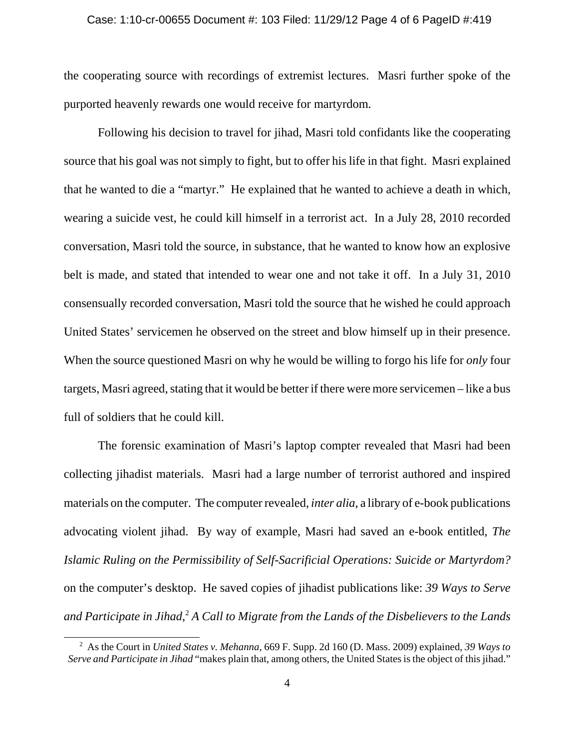the cooperating source with recordings of extremist lectures. Masri further spoke of the purported heavenly rewards one would receive for martyrdom.

Following his decision to travel for jihad, Masri told confidants like the cooperating source that his goal was not simply to fight, but to offer his life in that fight. Masri explained that he wanted to die a "martyr." He explained that he wanted to achieve a death in which, wearing a suicide vest, he could kill himself in a terrorist act. In a July 28, 2010 recorded conversation, Masri told the source, in substance, that he wanted to know how an explosive belt is made, and stated that intended to wear one and not take it off. In a July 31, 2010 consensually recorded conversation, Masri told the source that he wished he could approach United States' servicemen he observed on the street and blow himself up in their presence. When the source questioned Masri on why he would be willing to forgo his life for *only* four targets, Masri agreed, stating that it would be better if there were more servicemen – like a bus full of soldiers that he could kill.

The forensic examination of Masri's laptop compter revealed that Masri had been collecting jihadist materials. Masri had a large number of terrorist authored and inspired materials on the computer. The computer revealed, *inter alia*, a library of e-book publications advocating violent jihad. By way of example, Masri had saved an e-book entitled, *The Islamic Ruling on the Permissibility of Self-Sacrificial Operations: Suicide or Martyrdom?* on the computer's desktop. He saved copies of jihadist publications like: *39 Ways to Serve and Participate in Jihad*,[2] *A Call to Migrate from the Lands of the Disbelievers to the Lands*

---

[2] As the Court in *United States v. Mehanna*, 669 F. Supp. 2d 160 (D. Mass. 2009) explained, *39 Ways to Serve and Participate in Jihad* "makes plain that, among others, the United States is the object of this jihad."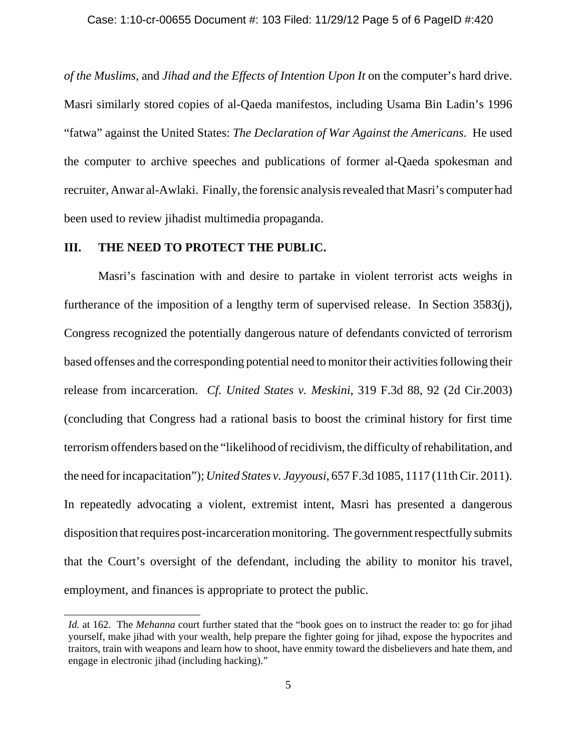*of the Muslims*, and *Jihad and the Effects of Intention Upon It* on the computer's hard drive. Masri similarly stored copies of al-Qaeda manifestos, including Usama Bin Ladin's 1996 "fatwa" against the United States: *The Declaration of War Against the Americans*. He used the computer to archive speeches and publications of former al-Qaeda spokesman and recruiter, Anwar al-Awlaki. Finally, the forensic analysis revealed that Masri's computer had been used to review jihadist multimedia propaganda.

## III. THE NEED TO PROTECT THE PUBLIC.

Masri's fascination with and desire to partake in violent terrorist acts weighs in furtherance of the imposition of a lengthy term of supervised release. In Section 3583(j), Congress recognized the potentially dangerous nature of defendants convicted of terrorism based offenses and the corresponding potential need to monitor their activities following their release from incarceration. *Cf. United States v. Meskini*, 319 F.3d 88, 92 (2d Cir.2003) (concluding that Congress had a rational basis to boost the criminal history for first time terrorism offenders based on the "likelihood of recidivism, the difficulty of rehabilitation, and the need for incapacitation"); *United States v. Jayyousi*, 657 F.3d 1085, 1117 (11th Cir. 2011). In repeatedly advocating a violent, extremist intent, Masri has presented a dangerous disposition that requires post-incarceration monitoring. The government respectfully submits that the Court's oversight of the defendant, including the ability to monitor his travel, employment, and finances is appropriate to protect the public.

---

*Id.* at 162. The *Mehanna* court further stated that the "book goes on to instruct the reader to: go for jihad yourself, make jihad with your wealth, help prepare the fighter going for jihad, expose the hypocrites and traitors, train with weapons and learn how to shoot, have enmity toward the disbelievers and hate them, and engage in electronic jihad (including hacking)."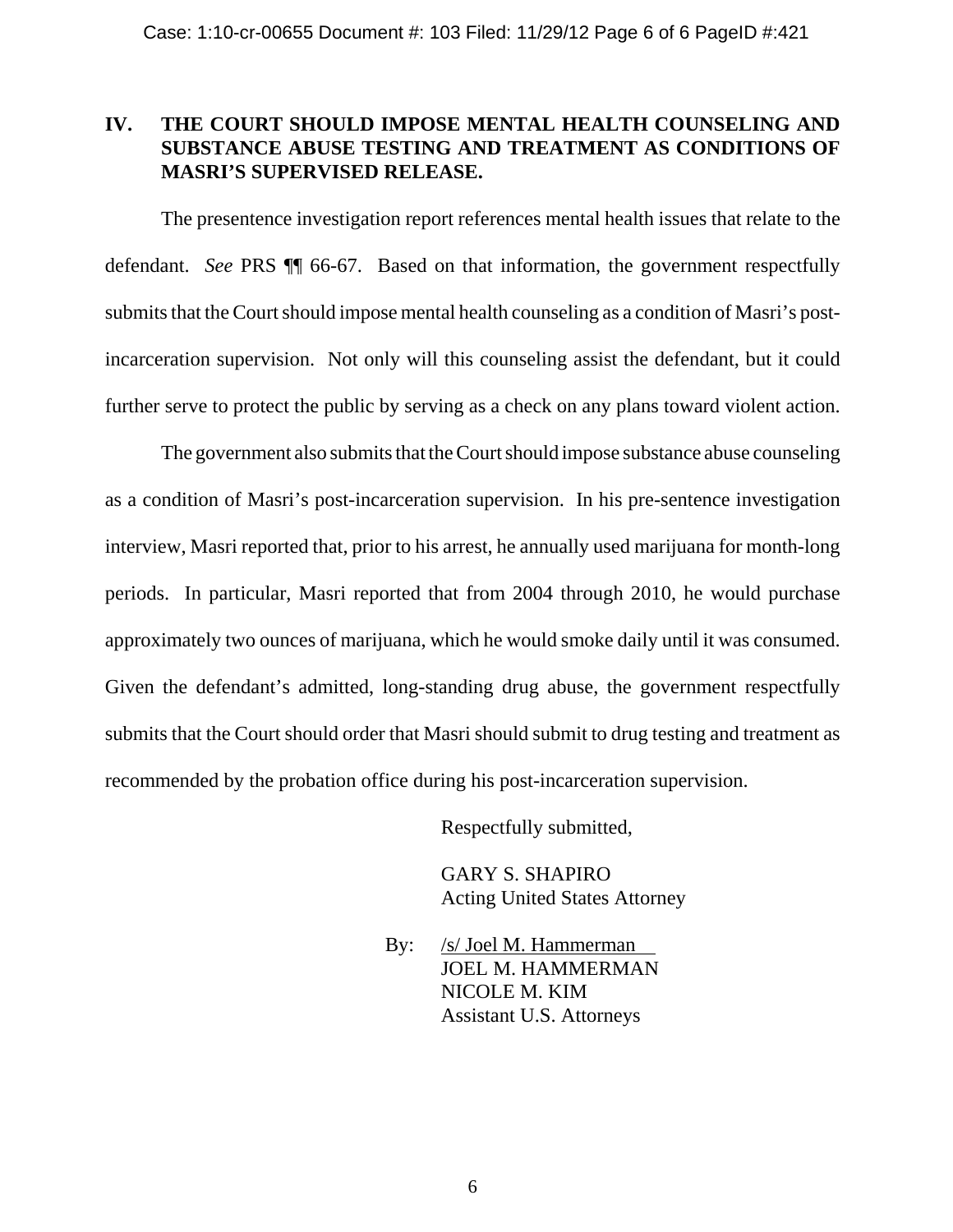## IV. THE COURT SHOULD IMPOSE MENTAL HEALTH COUNSELING AND SUBSTANCE ABUSE TESTING AND TREATMENT AS CONDITIONS OF MASRI'S SUPERVISED RELEASE.

The presentence investigation report references mental health issues that relate to the defendant. *See* PRS ¶¶ 66-67. Based on that information, the government respectfully submits that the Court should impose mental health counseling as a condition of Masri's post-incarceration supervision. Not only will this counseling assist the defendant, but it could further serve to protect the public by serving as a check on any plans toward violent action.

The government also submits that the Court should impose substance abuse counseling as a condition of Masri's post-incarceration supervision. In his pre-sentence investigation interview, Masri reported that, prior to his arrest, he annually used marijuana for month-long periods. In particular, Masri reported that from 2004 through 2010, he would purchase approximately two ounces of marijuana, which he would smoke daily until it was consumed. Given the defendant's admitted, long-standing drug abuse, the government respectfully submits that the Court should order that Masri should submit to drug testing and treatment as recommended by the probation office during his post-incarceration supervision.

Respectfully submitted,

GARY S. SHAPIRO
Acting United States Attorney

By: /s/ Joel M. Hammerman
JOEL M. HAMMERMAN
NICOLE M. KIM
Assistant U.S. Attorneys